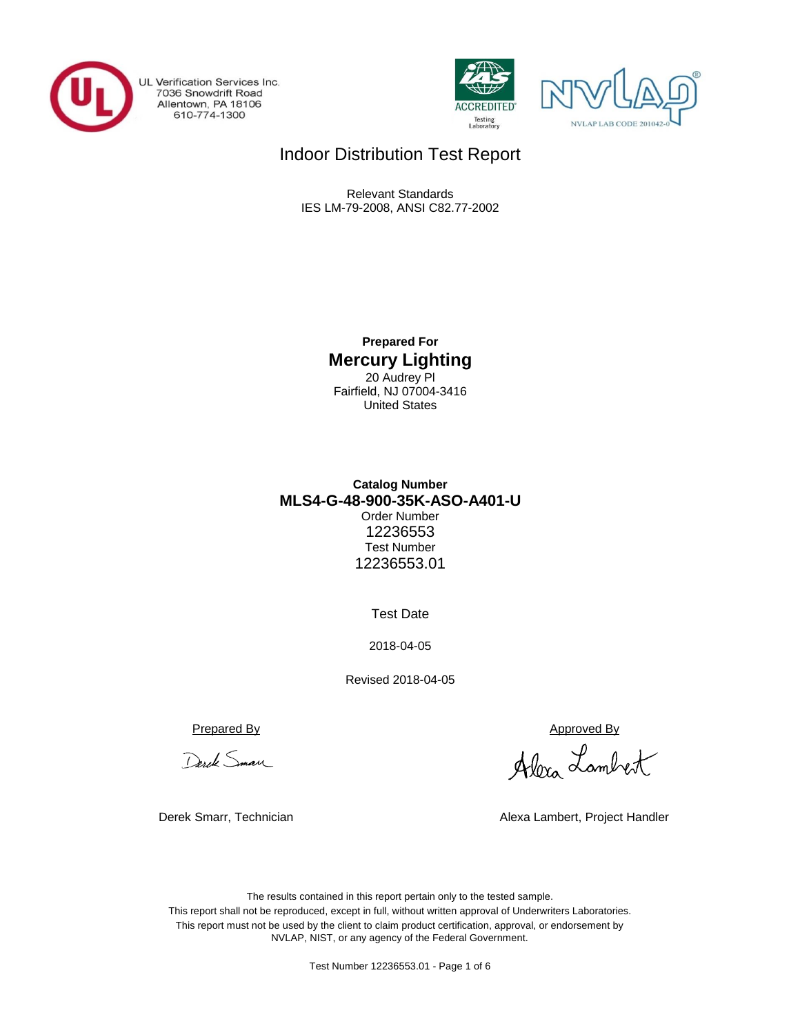UL Verification Services Inc.
7036 Snowdrift Road
Allentown, PA 18106
610-774-1300

IAS ACCREDITED Testing Laboratory

NVLAP LAB CODE 201042-0

# Indoor Distribution Test Report

Relevant Standards
IES LM-79-2008, ANSI C82.77-2002

**Prepared For**

## Mercury Lighting

20 Audrey Pl
Fairfield, NJ 07004-3416
United States

**Catalog Number**

**MLS4-G-48-900-35K-ASO-A401-U**

Order Number
12236553

Test Number
12236553.01

Test Date

2018-04-05

Revised 2018-04-05

Prepared By

Derek Smarr, Technician

Approved By

Alexa Lambert, Project Handler

The results contained in this report pertain only to the tested sample.
This report shall not be reproduced, except in full, without written approval of Underwriters Laboratories.
This report must not be used by the client to claim product certification, approval, or endorsement by NVLAP, NIST, or any agency of the Federal Government.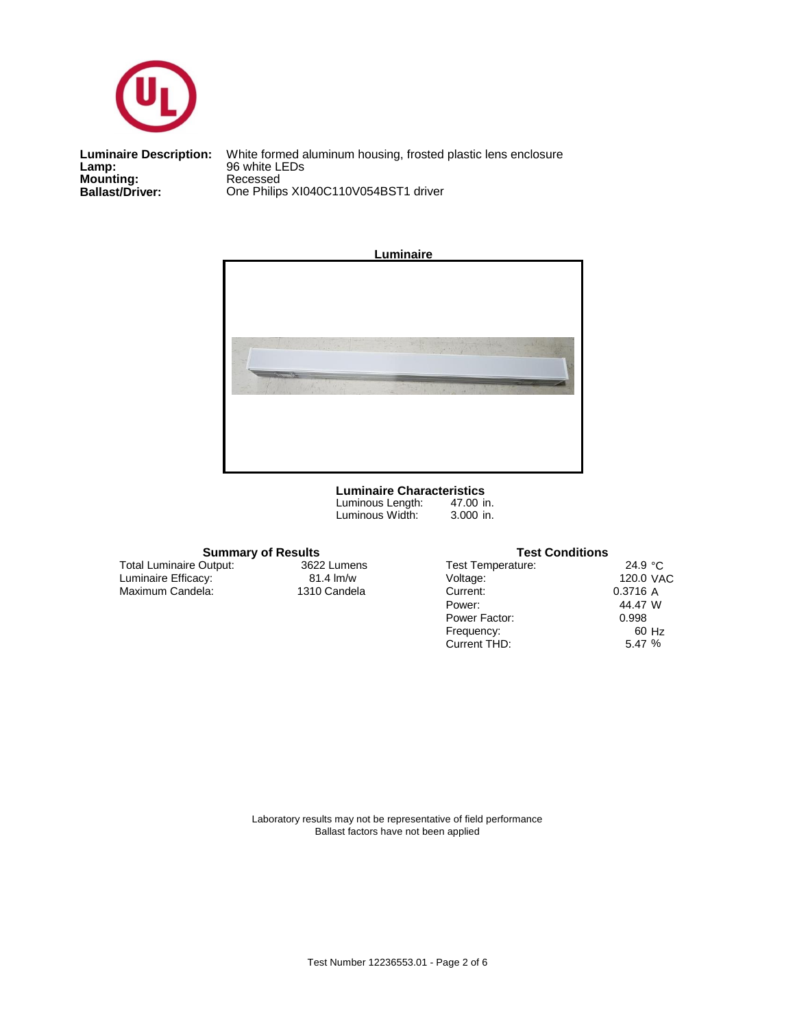**Luminaire Description:** White formed aluminum housing, frosted plastic lens enclosure
**Lamp:** 96 white LEDs
**Mounting:** Recessed
**Ballast/Driver:** One Philips XI040C110V054BST1 driver

**Luminaire**

**Luminaire Characteristics**

| | |
|---|---|
| Luminous Length: | 47.00 in. |
| Luminous Width: | 3.000 in. |

**Summary of Results**

| | |
|---|---|
| Total Luminaire Output: | 3622 Lumens |
| Luminaire Efficacy: | 81.4 lm/w |
| Maximum Candela: | 1310 Candela |

**Test Conditions**

| | |
|---|---|
| Test Temperature: | 24.9 °C |
| Voltage: | 120.0 VAC |
| Current: | 0.3716 A |
| Power: | 44.47 W |
| Power Factor: | 0.998 |
| Frequency: | 60 Hz |
| Current THD: | 5.47 % |

Laboratory results may not be representative of field performance
Ballast factors have not been applied

Test Number 12236553.01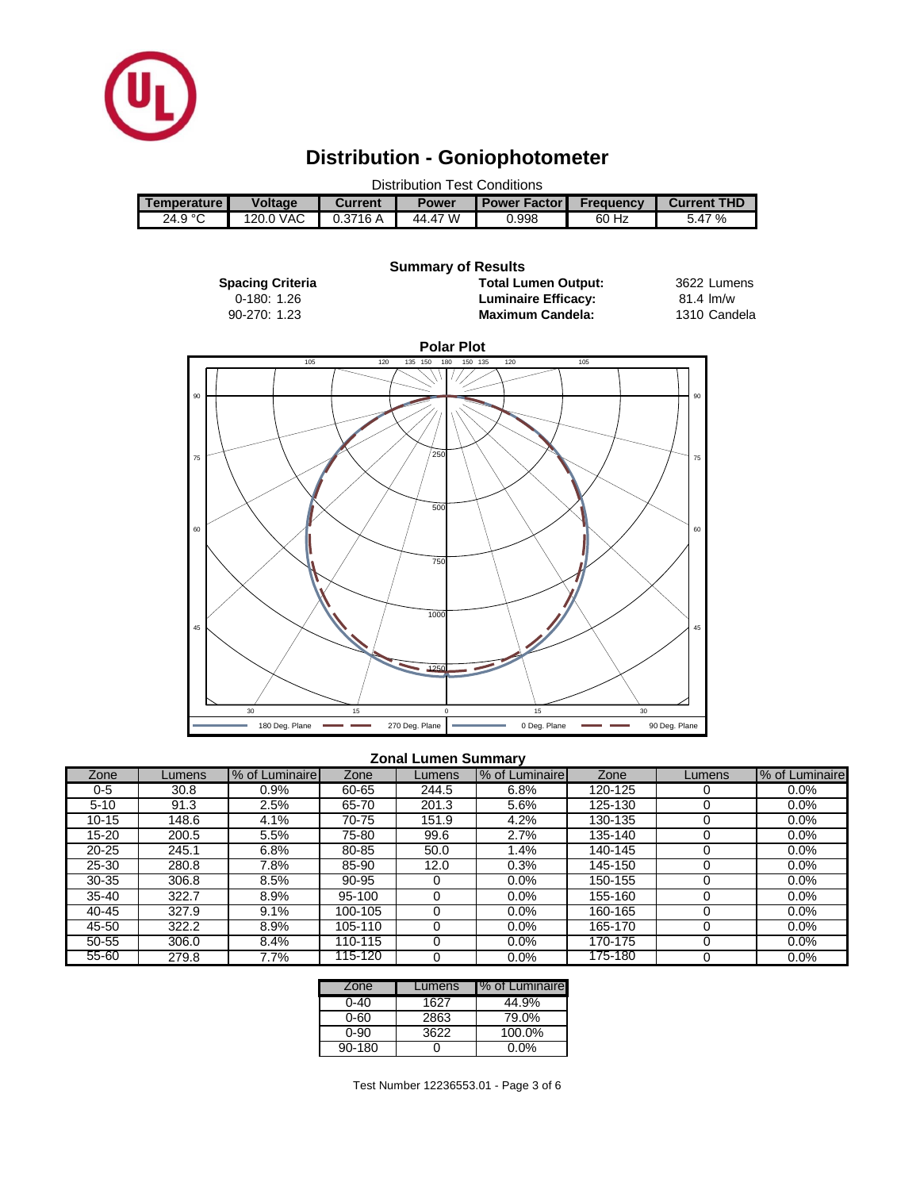# Distribution - Goniophotometer

Distribution Test Conditions

| Temperature | Voltage | Current | Power | Power Factor | Frequency | Current THD |
|---|---|---|---|---|---|---|
| 24.9 °C | 120.0 VAC | 0.3716 A | 44.47 W | 0.998 | 60 Hz | 5.47 % |

### Summary of Results

**Spacing Criteria**
0-180: 1.26
90-270: 1.23

**Total Lumen Output:** 3622 Lumens
**Luminaire Efficacy:** 81.4 lm/w
**Maximum Candela:** 1310 Candela

### Polar Plot

105 120 135 150 180 150 135 120 105
90 90
75 75
60 60
45 45
250
500
750
1000
1250
30 15 0 15 30

180 Deg. Plane 270 Deg. Plane 0 Deg. Plane 90 Deg. Plane

### Zonal Lumen Summary

| Zone | Lumens | % of Luminaire | Zone | Lumens | % of Luminaire | Zone | Lumens | % of Luminaire |
|---|---|---|---|---|---|---|---|---|
| 0-5 | 30.8 | 0.9% | 60-65 | 244.5 | 6.8% | 120-125 | 0 | 0.0% |
| 5-10 | 91.3 | 2.5% | 65-70 | 201.3 | 5.6% | 125-130 | 0 | 0.0% |
| 10-15 | 148.6 | 4.1% | 70-75 | 151.9 | 4.2% | 130-135 | 0 | 0.0% |
| 15-20 | 200.5 | 5.5% | 75-80 | 99.6 | 2.7% | 135-140 | 0 | 0.0% |
| 20-25 | 245.1 | 6.8% | 80-85 | 50.0 | 1.4% | 140-145 | 0 | 0.0% |
| 25-30 | 280.8 | 7.8% | 85-90 | 12.0 | 0.3% | 145-150 | 0 | 0.0% |
| 30-35 | 306.8 | 8.5% | 90-95 | 0 | 0.0% | 150-155 | 0 | 0.0% |
| 35-40 | 322.7 | 8.9% | 95-100 | 0 | 0.0% | 155-160 | 0 | 0.0% |
| 40-45 | 327.9 | 9.1% | 100-105 | 0 | 0.0% | 160-165 | 0 | 0.0% |
| 45-50 | 322.2 | 8.9% | 105-110 | 0 | 0.0% | 165-170 | 0 | 0.0% |
| 50-55 | 306.0 | 8.4% | 110-115 | 0 | 0.0% | 170-175 | 0 | 0.0% |
| 55-60 | 279.8 | 7.7% | 115-120 | 0 | 0.0% | 175-180 | 0 | 0.0% |

| Zone | Lumens | % of Luminaire |
|---|---|---|
| 0-40 | 1627 | 44.9% |
| 0-60 | 2863 | 79.0% |
| 0-90 | 3622 | 100.0% |
| 90-180 | 0 | 0.0% |

Test Number 12236553.01 - Page 3 of 6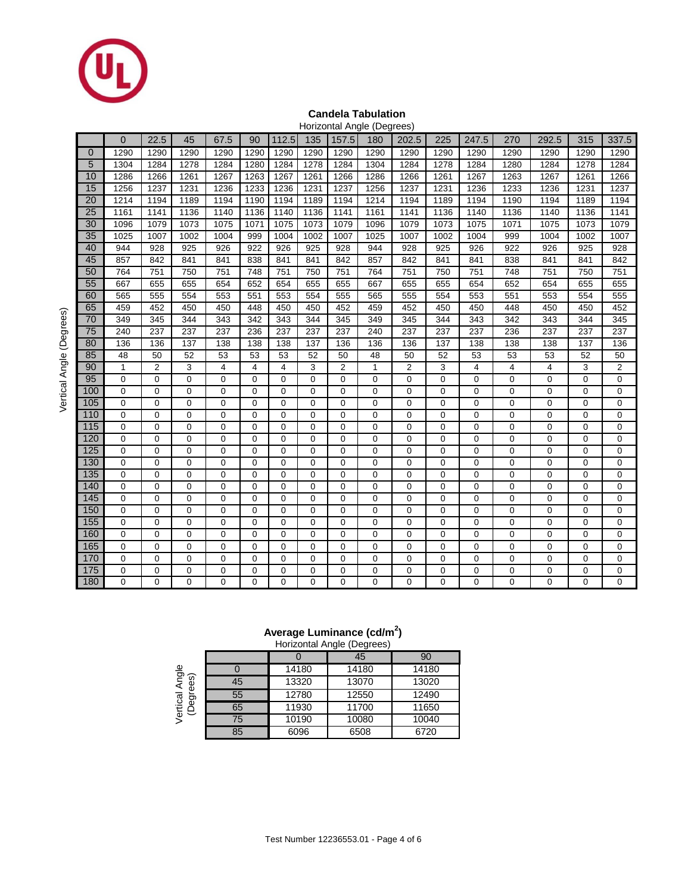## Candela Tabulation

Horizontal Angle (Degrees)

| Vertical Angle (Degrees) | 0 | 22.5 | 45 | 67.5 | 90 | 112.5 | 135 | 157.5 | 180 | 202.5 | 225 | 247.5 | 270 | 292.5 | 315 | 337.5 |
|---|---|---|---|---|---|---|---|---|---|---|---|---|---|---|---|---|
| 0 | 1290 | 1290 | 1290 | 1290 | 1290 | 1290 | 1290 | 1290 | 1290 | 1290 | 1290 | 1290 | 1290 | 1290 | 1290 | 1290 |
| 5 | 1304 | 1284 | 1278 | 1284 | 1280 | 1284 | 1278 | 1284 | 1304 | 1284 | 1278 | 1284 | 1280 | 1284 | 1278 | 1284 |
| 10 | 1286 | 1266 | 1261 | 1267 | 1263 | 1267 | 1261 | 1266 | 1286 | 1266 | 1261 | 1267 | 1263 | 1267 | 1261 | 1266 |
| 15 | 1256 | 1237 | 1231 | 1236 | 1233 | 1236 | 1231 | 1237 | 1256 | 1237 | 1231 | 1236 | 1233 | 1236 | 1231 | 1237 |
| 20 | 1214 | 1194 | 1189 | 1194 | 1190 | 1194 | 1189 | 1194 | 1214 | 1194 | 1189 | 1194 | 1190 | 1194 | 1189 | 1194 |
| 25 | 1161 | 1141 | 1136 | 1140 | 1136 | 1140 | 1136 | 1141 | 1161 | 1141 | 1136 | 1140 | 1136 | 1140 | 1136 | 1141 |
| 30 | 1096 | 1079 | 1073 | 1075 | 1071 | 1075 | 1073 | 1079 | 1096 | 1079 | 1073 | 1075 | 1071 | 1075 | 1073 | 1079 |
| 35 | 1025 | 1007 | 1002 | 1004 | 999 | 1004 | 1002 | 1007 | 1025 | 1007 | 1002 | 1004 | 999 | 1004 | 1002 | 1007 |
| 40 | 944 | 928 | 925 | 926 | 922 | 926 | 925 | 928 | 944 | 928 | 925 | 926 | 922 | 926 | 925 | 928 |
| 45 | 857 | 842 | 841 | 841 | 838 | 841 | 841 | 842 | 857 | 842 | 841 | 841 | 838 | 841 | 841 | 842 |
| 50 | 764 | 751 | 750 | 751 | 748 | 751 | 750 | 751 | 764 | 751 | 750 | 751 | 748 | 751 | 750 | 751 |
| 55 | 667 | 655 | 655 | 654 | 652 | 654 | 655 | 655 | 667 | 655 | 655 | 654 | 652 | 654 | 655 | 655 |
| 60 | 565 | 555 | 554 | 553 | 551 | 553 | 554 | 555 | 565 | 555 | 554 | 553 | 551 | 553 | 554 | 555 |
| 65 | 459 | 452 | 450 | 450 | 448 | 450 | 450 | 452 | 459 | 452 | 450 | 450 | 448 | 450 | 450 | 452 |
| 70 | 349 | 345 | 344 | 343 | 342 | 343 | 344 | 345 | 349 | 345 | 344 | 343 | 342 | 343 | 344 | 345 |
| 75 | 240 | 237 | 237 | 237 | 236 | 237 | 237 | 237 | 240 | 237 | 237 | 237 | 236 | 237 | 237 | 237 |
| 80 | 136 | 136 | 137 | 138 | 138 | 138 | 137 | 136 | 136 | 136 | 137 | 138 | 138 | 138 | 137 | 136 |
| 85 | 48 | 50 | 52 | 53 | 53 | 53 | 52 | 50 | 48 | 50 | 52 | 53 | 53 | 53 | 52 | 50 |
| 90 | 1 | 2 | 3 | 4 | 4 | 4 | 3 | 2 | 1 | 2 | 3 | 4 | 4 | 4 | 3 | 2 |
| 95 | 0 | 0 | 0 | 0 | 0 | 0 | 0 | 0 | 0 | 0 | 0 | 0 | 0 | 0 | 0 | 0 |
| 100 | 0 | 0 | 0 | 0 | 0 | 0 | 0 | 0 | 0 | 0 | 0 | 0 | 0 | 0 | 0 | 0 |
| 105 | 0 | 0 | 0 | 0 | 0 | 0 | 0 | 0 | 0 | 0 | 0 | 0 | 0 | 0 | 0 | 0 |
| 110 | 0 | 0 | 0 | 0 | 0 | 0 | 0 | 0 | 0 | 0 | 0 | 0 | 0 | 0 | 0 | 0 |
| 115 | 0 | 0 | 0 | 0 | 0 | 0 | 0 | 0 | 0 | 0 | 0 | 0 | 0 | 0 | 0 | 0 |
| 120 | 0 | 0 | 0 | 0 | 0 | 0 | 0 | 0 | 0 | 0 | 0 | 0 | 0 | 0 | 0 | 0 |
| 125 | 0 | 0 | 0 | 0 | 0 | 0 | 0 | 0 | 0 | 0 | 0 | 0 | 0 | 0 | 0 | 0 |
| 130 | 0 | 0 | 0 | 0 | 0 | 0 | 0 | 0 | 0 | 0 | 0 | 0 | 0 | 0 | 0 | 0 |
| 135 | 0 | 0 | 0 | 0 | 0 | 0 | 0 | 0 | 0 | 0 | 0 | 0 | 0 | 0 | 0 | 0 |
| 140 | 0 | 0 | 0 | 0 | 0 | 0 | 0 | 0 | 0 | 0 | 0 | 0 | 0 | 0 | 0 | 0 |
| 145 | 0 | 0 | 0 | 0 | 0 | 0 | 0 | 0 | 0 | 0 | 0 | 0 | 0 | 0 | 0 | 0 |
| 150 | 0 | 0 | 0 | 0 | 0 | 0 | 0 | 0 | 0 | 0 | 0 | 0 | 0 | 0 | 0 | 0 |
| 155 | 0 | 0 | 0 | 0 | 0 | 0 | 0 | 0 | 0 | 0 | 0 | 0 | 0 | 0 | 0 | 0 |
| 160 | 0 | 0 | 0 | 0 | 0 | 0 | 0 | 0 | 0 | 0 | 0 | 0 | 0 | 0 | 0 | 0 |
| 165 | 0 | 0 | 0 | 0 | 0 | 0 | 0 | 0 | 0 | 0 | 0 | 0 | 0 | 0 | 0 | 0 |
| 170 | 0 | 0 | 0 | 0 | 0 | 0 | 0 | 0 | 0 | 0 | 0 | 0 | 0 | 0 | 0 | 0 |
| 175 | 0 | 0 | 0 | 0 | 0 | 0 | 0 | 0 | 0 | 0 | 0 | 0 | 0 | 0 | 0 | 0 |
| 180 | 0 | 0 | 0 | 0 | 0 | 0 | 0 | 0 | 0 | 0 | 0 | 0 | 0 | 0 | 0 | 0 |

## Average Luminance (cd/m$^2$)

Horizontal Angle (Degrees)

| Vertical Angle (Degrees) | 0 | 45 | 90 |
|---|---|---|---|
| 0 | 14180 | 14180 | 14180 |
| 45 | 13320 | 13070 | 13020 |
| 55 | 12780 | 12550 | 12490 |
| 65 | 11930 | 11700 | 11650 |
| 75 | 10190 | 10080 | 10040 |
| 85 | 6096 | 6508 | 6720 |

Test Number 12236553.01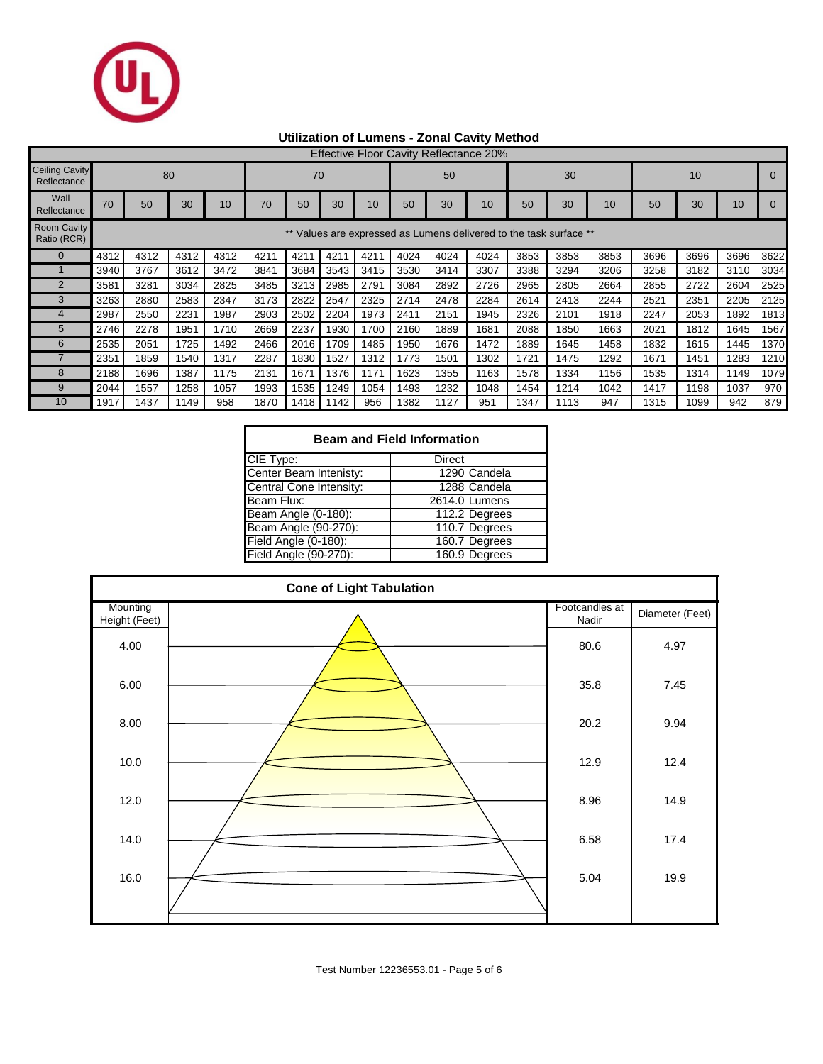## Utilization of Lumens - Zonal Cavity Method

| Effective Floor Cavity Reflectance 20% | | | | | | | | | | | | | | | | | | |
|---|---|---|---|---|---|---|---|---|---|---|---|---|---|---|---|---|---|---|
| Ceiling Cavity Reflectance | 80 | | | | 70 | | | | 50 | | | 30 | | | 10 | | | 0 |
| Wall Reflectance | 70 | 50 | 30 | 10 | 70 | 50 | 30 | 10 | 50 | 30 | 10 | 50 | 30 | 10 | 50 | 30 | 10 | 0 |
| Room Cavity Ratio (RCR) | ** Values are expressed as Lumens delivered to the task surface ** | | | | | | | | | | | | | | | | | |
| 0 | 4312 | 4312 | 4312 | 4312 | 4211 | 4211 | 4211 | 4211 | 4024 | 4024 | 4024 | 3853 | 3853 | 3853 | 3696 | 3696 | 3696 | 3622 |
| 1 | 3940 | 3767 | 3612 | 3472 | 3841 | 3684 | 3543 | 3415 | 3530 | 3414 | 3307 | 3388 | 3294 | 3206 | 3258 | 3182 | 3110 | 3034 |
| 2 | 3581 | 3281 | 3034 | 2825 | 3485 | 3213 | 2985 | 2791 | 3084 | 2892 | 2726 | 2965 | 2805 | 2664 | 2855 | 2722 | 2604 | 2525 |
| 3 | 3263 | 2880 | 2583 | 2347 | 3173 | 2822 | 2547 | 2325 | 2714 | 2478 | 2284 | 2614 | 2413 | 2244 | 2521 | 2351 | 2205 | 2125 |
| 4 | 2987 | 2550 | 2231 | 1987 | 2903 | 2502 | 2204 | 1973 | 2411 | 2151 | 1945 | 2326 | 2101 | 1918 | 2247 | 2053 | 1892 | 1813 |
| 5 | 2746 | 2278 | 1951 | 1710 | 2669 | 2237 | 1930 | 1700 | 2160 | 1889 | 1681 | 2088 | 1850 | 1663 | 2021 | 1812 | 1645 | 1567 |
| 6 | 2535 | 2051 | 1725 | 1492 | 2466 | 2016 | 1709 | 1485 | 1950 | 1676 | 1472 | 1889 | 1645 | 1458 | 1832 | 1615 | 1445 | 1370 |
| 7 | 2351 | 1859 | 1540 | 1317 | 2287 | 1830 | 1527 | 1312 | 1773 | 1501 | 1302 | 1721 | 1475 | 1292 | 1671 | 1451 | 1283 | 1210 |
| 8 | 2188 | 1696 | 1387 | 1175 | 2131 | 1671 | 1376 | 1171 | 1623 | 1355 | 1163 | 1578 | 1334 | 1156 | 1535 | 1314 | 1149 | 1079 |
| 9 | 2044 | 1557 | 1258 | 1057 | 1993 | 1535 | 1249 | 1054 | 1493 | 1232 | 1048 | 1454 | 1214 | 1042 | 1417 | 1198 | 1037 | 970 |
| 10 | 1917 | 1437 | 1149 | 958 | 1870 | 1418 | 1142 | 956 | 1382 | 1127 | 951 | 1347 | 1113 | 947 | 1315 | 1099 | 942 | 879 |

### Beam and Field Information

| | |
|---|---|
| CIE Type: | Direct |
| Center Beam Intenisty: | 1290 Candela |
| Central Cone Intensity: | 1288 Candela |
| Beam Flux: | 2614.0 Lumens |
| Beam Angle (0-180): | 112.2 Degrees |
| Beam Angle (90-270): | 110.7 Degrees |
| Field Angle (0-180): | 160.7 Degrees |
| Field Angle (90-270): | 160.9 Degrees |

### Cone of Light Tabulation

| Mounting Height (Feet) | Footcandles at Nadir | Diameter (Feet) |
|---|---|---|
| 4.00 | 80.6 | 4.97 |
| 6.00 | 35.8 | 7.45 |
| 8.00 | 20.2 | 9.94 |
| 10.0 | 12.9 | 12.4 |
| 12.0 | 8.96 | 14.9 |
| 14.0 | 6.58 | 17.4 |
| 16.0 | 5.04 | 19.9 |

Test Number 12236553.01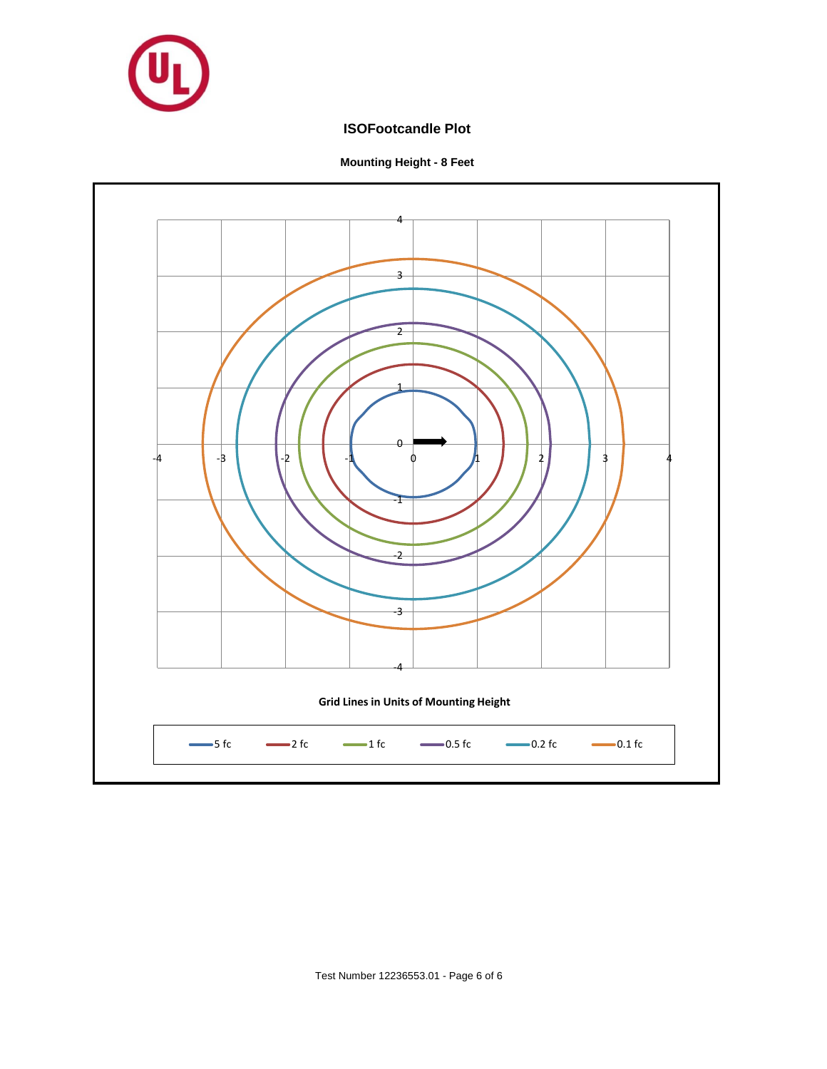# ISOFootcandle Plot

**Mounting Height - 8 Feet**

4
3
2
1
0
-1
-2
-3
-4

-4 -3 -2 -1 0 1 2 3 4

**Grid Lines in Units of Mounting Height**

5 fc
2 fc
1 fc
0.5 fc
0.2 fc
0.1 fc